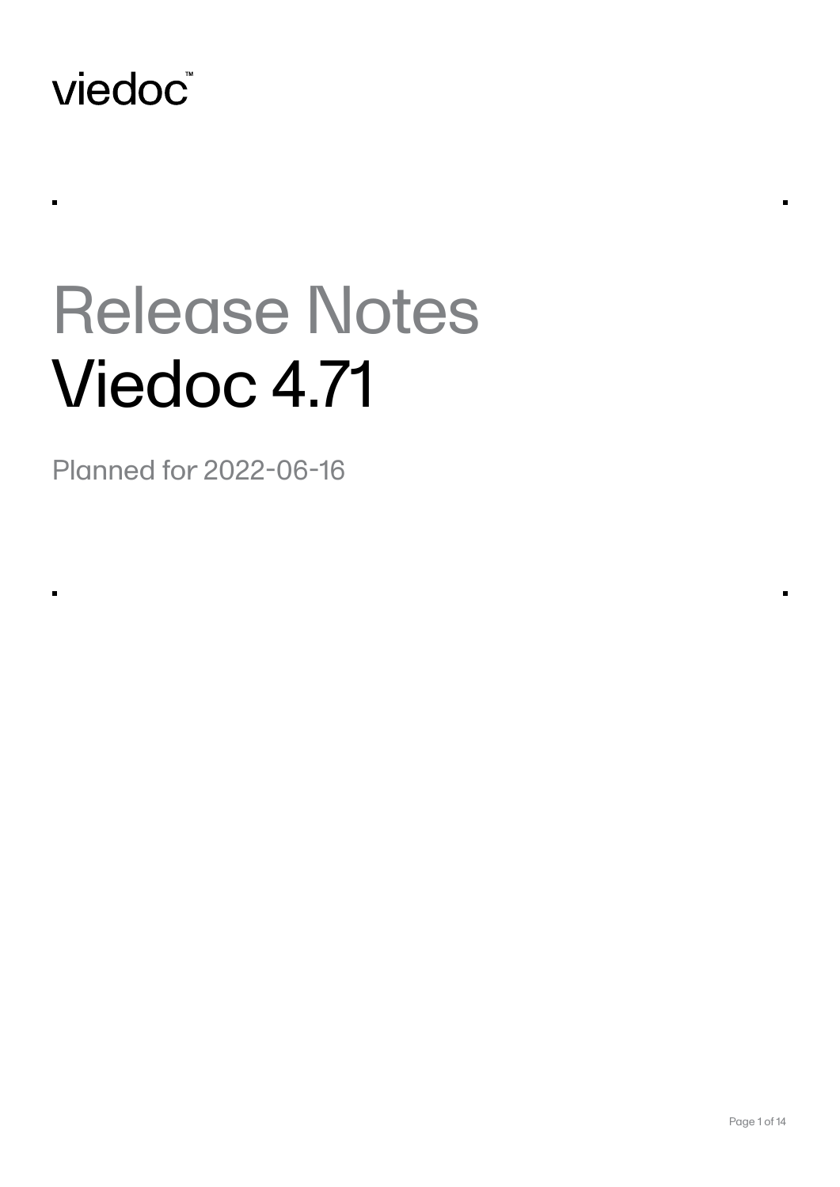viedoc™

# Release Notes
# Viedoc 4.71

Planned for 2022-06-16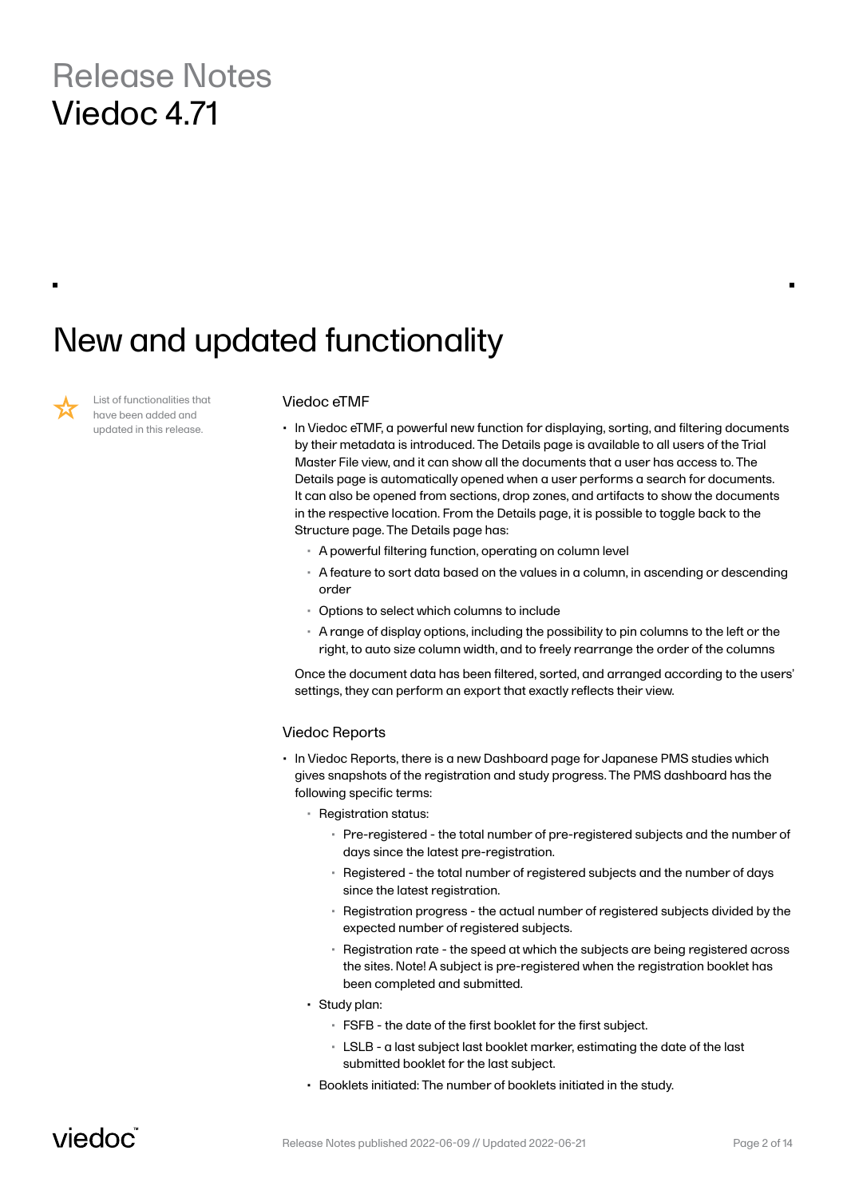# Release Notes
# Viedoc 4.71

## New and updated functionality

List of functionalities that have been added and updated in this release.

### Viedoc eTMF

- In Viedoc eTMF, a powerful new function for displaying, sorting, and filtering documents by their metadata is introduced. The Details page is available to all users of the Trial Master File view, and it can show all the documents that a user has access to. The Details page is automatically opened when a user performs a search for documents. It can also be opened from sections, drop zones, and artifacts to show the documents in the respective location. From the Details page, it is possible to toggle back to the Structure page. The Details page has:
  - A powerful filtering function, operating on column level
  - A feature to sort data based on the values in a column, in ascending or descending order
  - Options to select which columns to include
  - A range of display options, including the possibility to pin columns to the left or the right, to auto size column width, and to freely rearrange the order of the columns

  Once the document data has been filtered, sorted, and arranged according to the users' settings, they can perform an export that exactly reflects their view.

### Viedoc Reports

- In Viedoc Reports, there is a new Dashboard page for Japanese PMS studies which gives snapshots of the registration and study progress. The PMS dashboard has the following specific terms:
  - Registration status:
    - Pre-registered - the total number of pre-registered subjects and the number of days since the latest pre-registration.
    - Registered - the total number of registered subjects and the number of days since the latest registration.
    - Registration progress - the actual number of registered subjects divided by the expected number of registered subjects.
    - Registration rate - the speed at which the subjects are being registered across the sites. Note! A subject is pre-registered when the registration booklet has been completed and submitted.
  - Study plan:
    - FSFB - the date of the first booklet for the first subject.
    - LSLB - a last subject last booklet marker, estimating the date of the last submitted booklet for the last subject.
  - Booklets initiated: The number of booklets initiated in the study.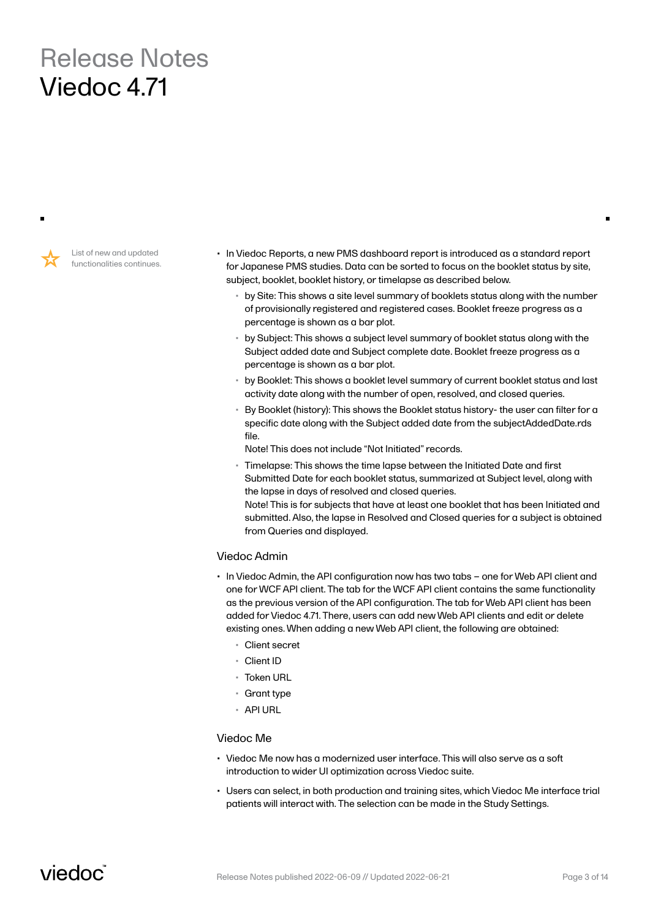List of new and updated functionalities continues.

- In Viedoc Reports, a new PMS dashboard report is introduced as a standard report for Japanese PMS studies. Data can be sorted to focus on the booklet status by site, subject, booklet, booklet history, or timelapse as described below.
  - by Site: This shows a site level summary of booklets status along with the number of provisionally registered and registered cases. Booklet freeze progress as a percentage is shown as a bar plot.
  - by Subject: This shows a subject level summary of booklet status along with the Subject added date and Subject complete date. Booklet freeze progress as a percentage is shown as a bar plot.
  - by Booklet: This shows a booklet level summary of current booklet status and last activity date along with the number of open, resolved, and closed queries.
  - By Booklet (history): This shows the Booklet status history- the user can filter for a specific date along with the Subject added date from the subjectAddedDate.rds file.  
    Note! This does not include "Not Initiated" records.
  - Timelapse: This shows the time lapse between the Initiated Date and first Submitted Date for each booklet status, summarized at Subject level, along with the lapse in days of resolved and closed queries.  
    Note! This is for subjects that have at least one booklet that has been Initiated and submitted. Also, the lapse in Resolved and Closed queries for a subject is obtained from Queries and displayed.

### Viedoc Admin

- In Viedoc Admin, the API configuration now has two tabs – one for Web API client and one for WCF API client. The tab for the WCF API client contains the same functionality as the previous version of the API configuration. The tab for Web API client has been added for Viedoc 4.71. There, users can add new Web API clients and edit or delete existing ones. When adding a new Web API client, the following are obtained:
  - Client secret
  - Client ID
  - Token URL
  - Grant type
  - API URL

### Viedoc Me

- Viedoc Me now has a modernized user interface. This will also serve as a soft introduction to wider UI optimization across Viedoc suite.
- Users can select, in both production and training sites, which Viedoc Me interface trial patients will interact with. The selection can be made in the Study Settings.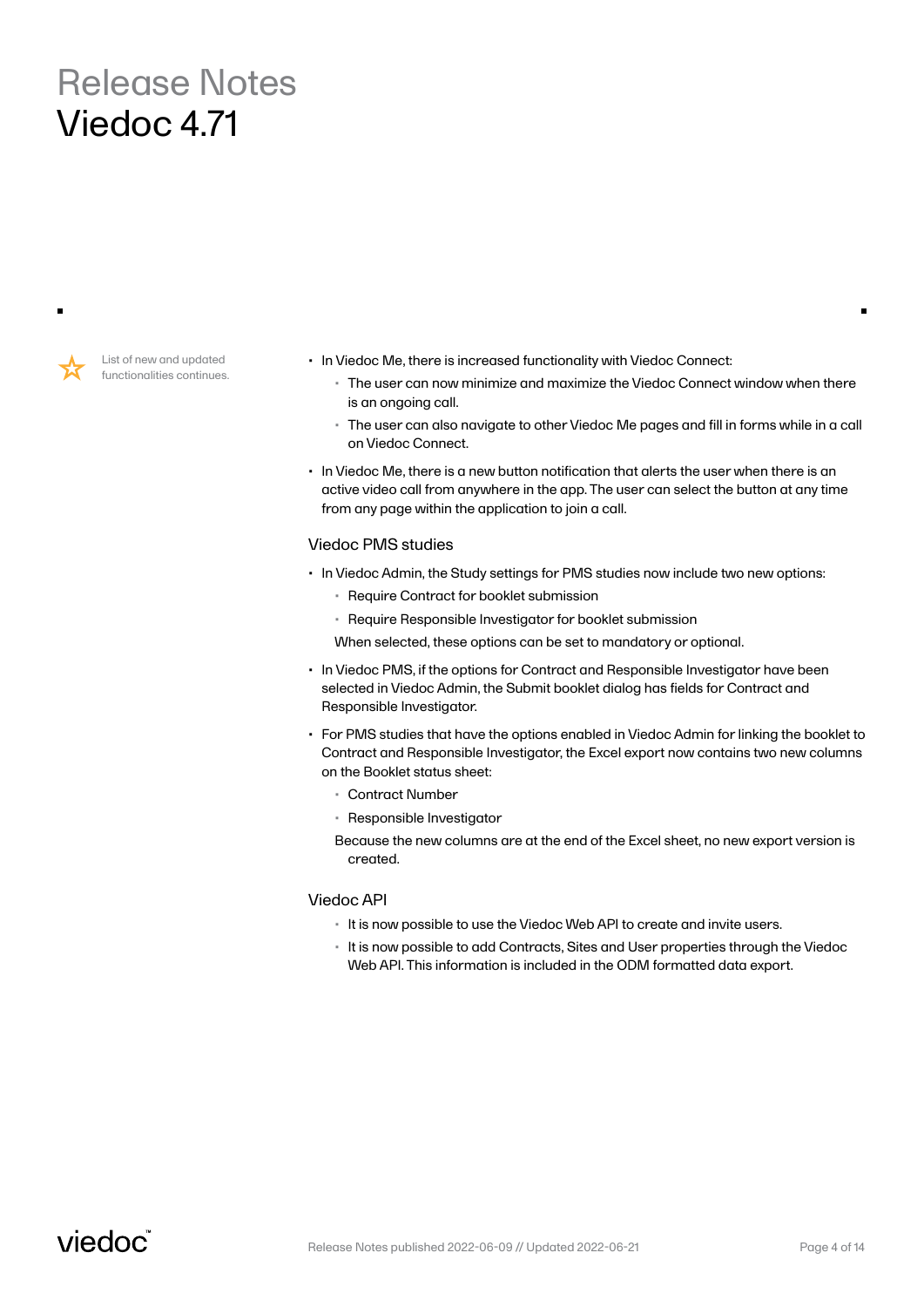List of new and updated functionalities continues.

- In Viedoc Me, there is increased functionality with Viedoc Connect:
  - The user can now minimize and maximize the Viedoc Connect window when there is an ongoing call.
  - The user can also navigate to other Viedoc Me pages and fill in forms while in a call on Viedoc Connect.
- In Viedoc Me, there is a new button notification that alerts the user when there is an active video call from anywhere in the app. The user can select the button at any time from any page within the application to join a call.

### Viedoc PMS studies

- In Viedoc Admin, the Study settings for PMS studies now include two new options:
  - Require Contract for booklet submission
  - Require Responsible Investigator for booklet submission

  When selected, these options can be set to mandatory or optional.
- In Viedoc PMS, if the options for Contract and Responsible Investigator have been selected in Viedoc Admin, the Submit booklet dialog has fields for Contract and Responsible Investigator.
- For PMS studies that have the options enabled in Viedoc Admin for linking the booklet to Contract and Responsible Investigator, the Excel export now contains two new columns on the Booklet status sheet:
  - Contract Number
  - Responsible Investigator

  Because the new columns are at the end of the Excel sheet, no new export version is created.

### Viedoc API

- It is now possible to use the Viedoc Web API to create and invite users.
- It is now possible to add Contracts, Sites and User properties through the Viedoc Web API. This information is included in the ODM formatted data export.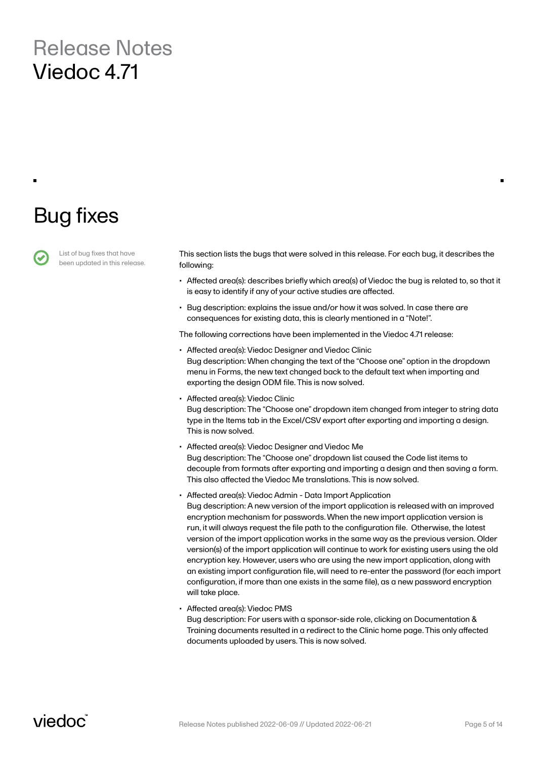Release Notes
Viedoc 4.71

# Bug fixes

List of bug fixes that have been updated in this release.

This section lists the bugs that were solved in this release. For each bug, it describes the following:

- Affected area(s): describes briefly which area(s) of Viedoc the bug is related to, so that it is easy to identify if any of your active studies are affected.
- Bug description: explains the issue and/or how it was solved. In case there are consequences for existing data, this is clearly mentioned in a "Note!".

The following corrections have been implemented in the Viedoc 4.71 release:

- Affected area(s): Viedoc Designer and Viedoc Clinic
  Bug description: When changing the text of the "Choose one" option in the dropdown menu in Forms, the new text changed back to the default text when importing and exporting the design ODM file. This is now solved.
- Affected area(s): Viedoc Clinic
  Bug description: The "Choose one" dropdown item changed from integer to string data type in the Items tab in the Excel/CSV export after exporting and importing a design. This is now solved.
- Affected area(s): Viedoc Designer and Viedoc Me
  Bug description: The "Choose one" dropdown list caused the Code list items to decouple from formats after exporting and importing a design and then saving a form. This also affected the Viedoc Me translations. This is now solved.
- Affected area(s): Viedoc Admin - Data Import Application
  Bug description: A new version of the import application is released with an improved encryption mechanism for passwords. When the new import application version is run, it will always request the file path to the configuration file. Otherwise, the latest version of the import application works in the same way as the previous version. Older version(s) of the import application will continue to work for existing users using the old encryption key. However, users who are using the new import application, along with an existing import configuration file, will need to re-enter the password (for each import configuration, if more than one exists in the same file), as a new password encryption will take place.
- Affected area(s): Viedoc PMS
  Bug description: For users with a sponsor-side role, clicking on Documentation & Training documents resulted in a redirect to the Clinic home page. This only affected documents uploaded by users. This is now solved.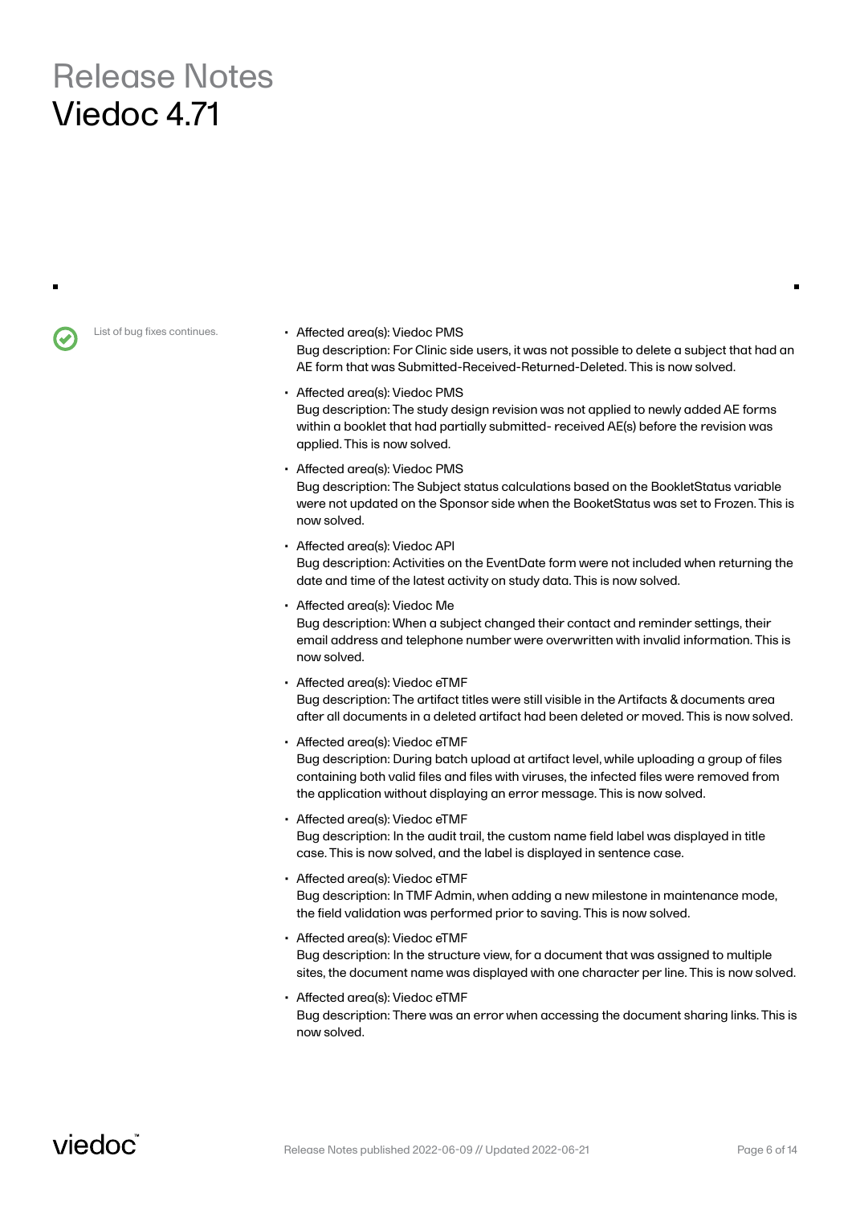# Release Notes
# Viedoc 4.71

List of bug fixes continues.

- Affected area(s): Viedoc PMS
  Bug description: For Clinic side users, it was not possible to delete a subject that had an AE form that was Submitted-Received-Returned-Deleted. This is now solved.
- Affected area(s): Viedoc PMS
  Bug description: The study design revision was not applied to newly added AE forms within a booklet that had partially submitted- received AE(s) before the revision was applied. This is now solved.
- Affected area(s): Viedoc PMS
  Bug description: The Subject status calculations based on the BookletStatus variable were not updated on the Sponsor side when the BooketStatus was set to Frozen. This is now solved.
- Affected area(s): Viedoc API
  Bug description: Activities on the EventDate form were not included when returning the date and time of the latest activity on study data. This is now solved.
- Affected area(s): Viedoc Me
  Bug description: When a subject changed their contact and reminder settings, their email address and telephone number were overwritten with invalid information. This is now solved.
- Affected area(s): Viedoc eTMF
  Bug description: The artifact titles were still visible in the Artifacts & documents area after all documents in a deleted artifact had been deleted or moved. This is now solved.
- Affected area(s): Viedoc eTMF
  Bug description: During batch upload at artifact level, while uploading a group of files containing both valid files and files with viruses, the infected files were removed from the application without displaying an error message. This is now solved.
- Affected area(s): Viedoc eTMF
  Bug description: In the audit trail, the custom name field label was displayed in title case. This is now solved, and the label is displayed in sentence case.
- Affected area(s): Viedoc eTMF
  Bug description: In TMF Admin, when adding a new milestone in maintenance mode, the field validation was performed prior to saving. This is now solved.
- Affected area(s): Viedoc eTMF
  Bug description: In the structure view, for a document that was assigned to multiple sites, the document name was displayed with one character per line. This is now solved.
- Affected area(s): Viedoc eTMF
  Bug description: There was an error when accessing the document sharing links. This is now solved.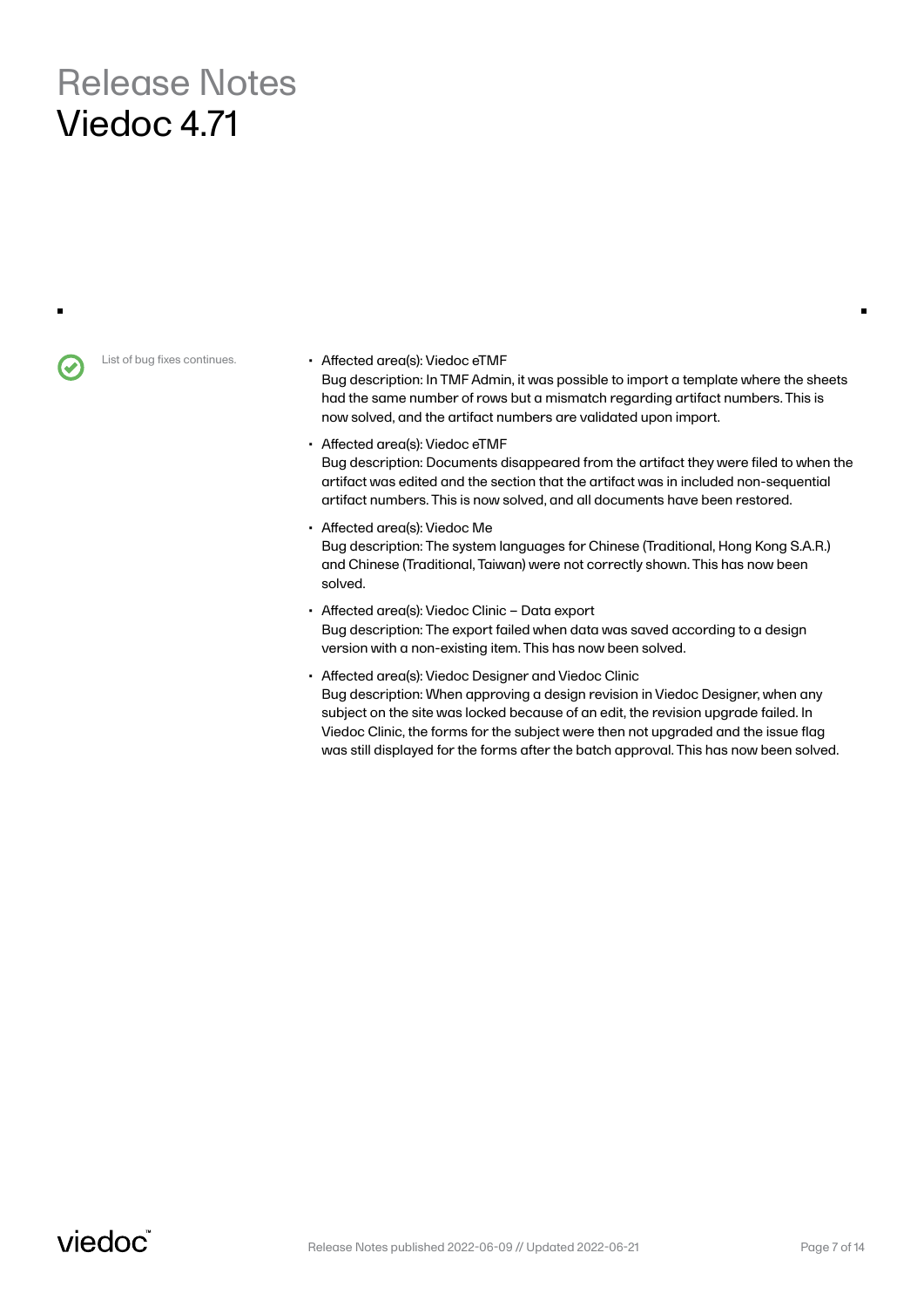# Release Notes
# Viedoc 4.71

List of bug fixes continues.

- Affected area(s): Viedoc eTMF
  Bug description: In TMF Admin, it was possible to import a template where the sheets had the same number of rows but a mismatch regarding artifact numbers. This is now solved, and the artifact numbers are validated upon import.
- Affected area(s): Viedoc eTMF
  Bug description: Documents disappeared from the artifact they were filed to when the artifact was edited and the section that the artifact was in included non-sequential artifact numbers. This is now solved, and all documents have been restored.
- Affected area(s): Viedoc Me
  Bug description: The system languages for Chinese (Traditional, Hong Kong S.A.R.) and Chinese (Traditional, Taiwan) were not correctly shown. This has now been solved.
- Affected area(s): Viedoc Clinic – Data export
  Bug description: The export failed when data was saved according to a design version with a non-existing item. This has now been solved.
- Affected area(s): Viedoc Designer and Viedoc Clinic
  Bug description: When approving a design revision in Viedoc Designer, when any subject on the site was locked because of an edit, the revision upgrade failed. In Viedoc Clinic, the forms for the subject were then not upgraded and the issue flag was still displayed for the forms after the batch approval. This has now been solved.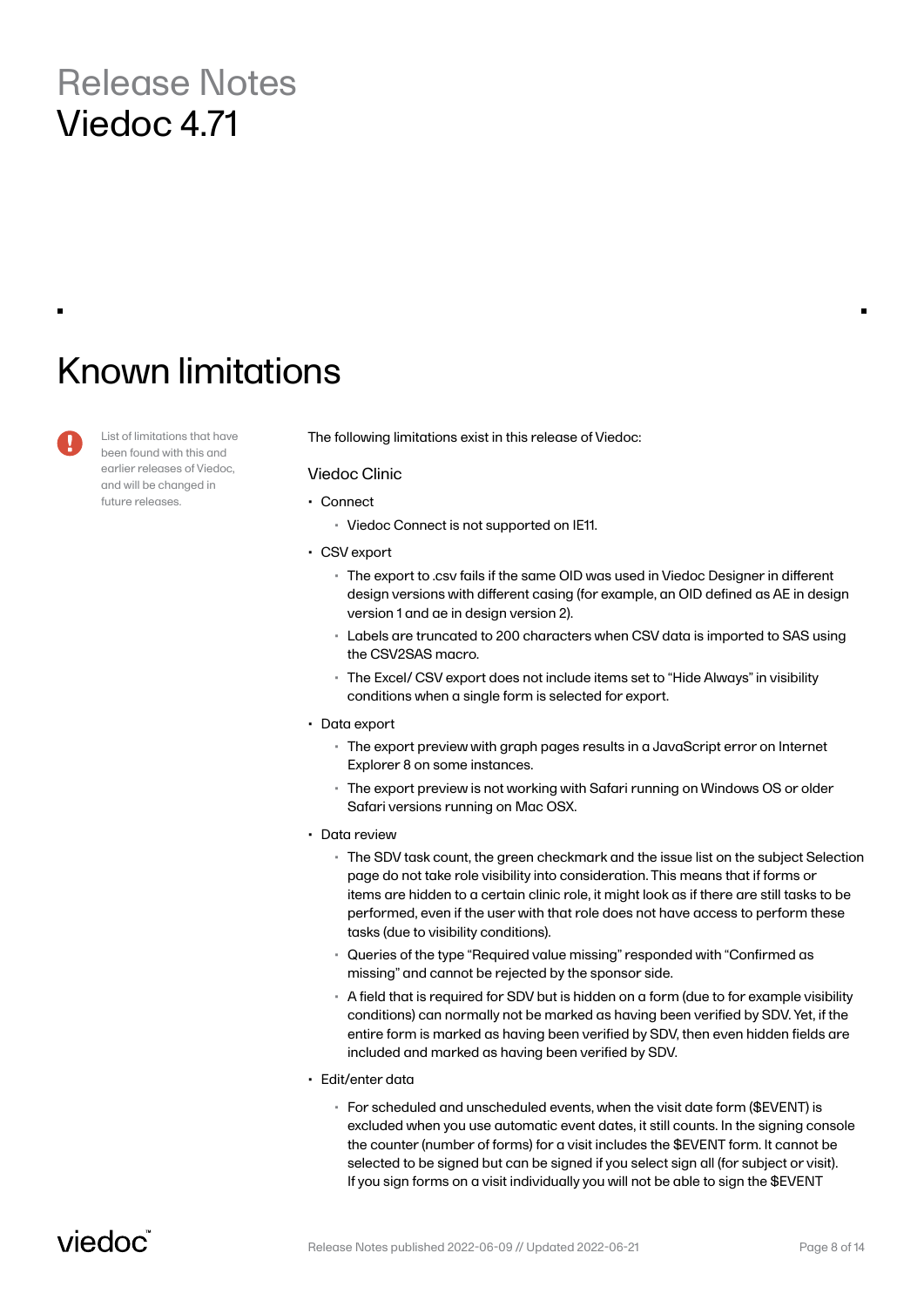# Known limitations

List of limitations that have been found with this and earlier releases of Viedoc, and will be changed in future releases.

The following limitations exist in this release of Viedoc:

### Viedoc Clinic

- Connect
  - Viedoc Connect is not supported on IE11.
- CSV export
  - The export to .csv fails if the same OID was used in Viedoc Designer in different design versions with different casing (for example, an OID defined as AE in design version 1 and ae in design version 2).
  - Labels are truncated to 200 characters when CSV data is imported to SAS using the CSV2SAS macro.
  - The Excel/ CSV export does not include items set to "Hide Always" in visibility conditions when a single form is selected for export.
- Data export
  - The export preview with graph pages results in a JavaScript error on Internet Explorer 8 on some instances.
  - The export preview is not working with Safari running on Windows OS or older Safari versions running on Mac OSX.
- Data review
  - The SDV task count, the green checkmark and the issue list on the subject Selection page do not take role visibility into consideration. This means that if forms or items are hidden to a certain clinic role, it might look as if there are still tasks to be performed, even if the user with that role does not have access to perform these tasks (due to visibility conditions).
  - Queries of the type "Required value missing" responded with "Confirmed as missing" and cannot be rejected by the sponsor side.
  - A field that is required for SDV but is hidden on a form (due to for example visibility conditions) can normally not be marked as having been verified by SDV. Yet, if the entire form is marked as having been verified by SDV, then even hidden fields are included and marked as having been verified by SDV.
- Edit/enter data
  - For scheduled and unscheduled events, when the visit date form ($EVENT) is excluded when you use automatic event dates, it still counts. In the signing console the counter (number of forms) for a visit includes the $EVENT form. It cannot be selected to be signed but can be signed if you select sign all (for subject or visit). If you sign forms on a visit individually you will not be able to sign the $EVENT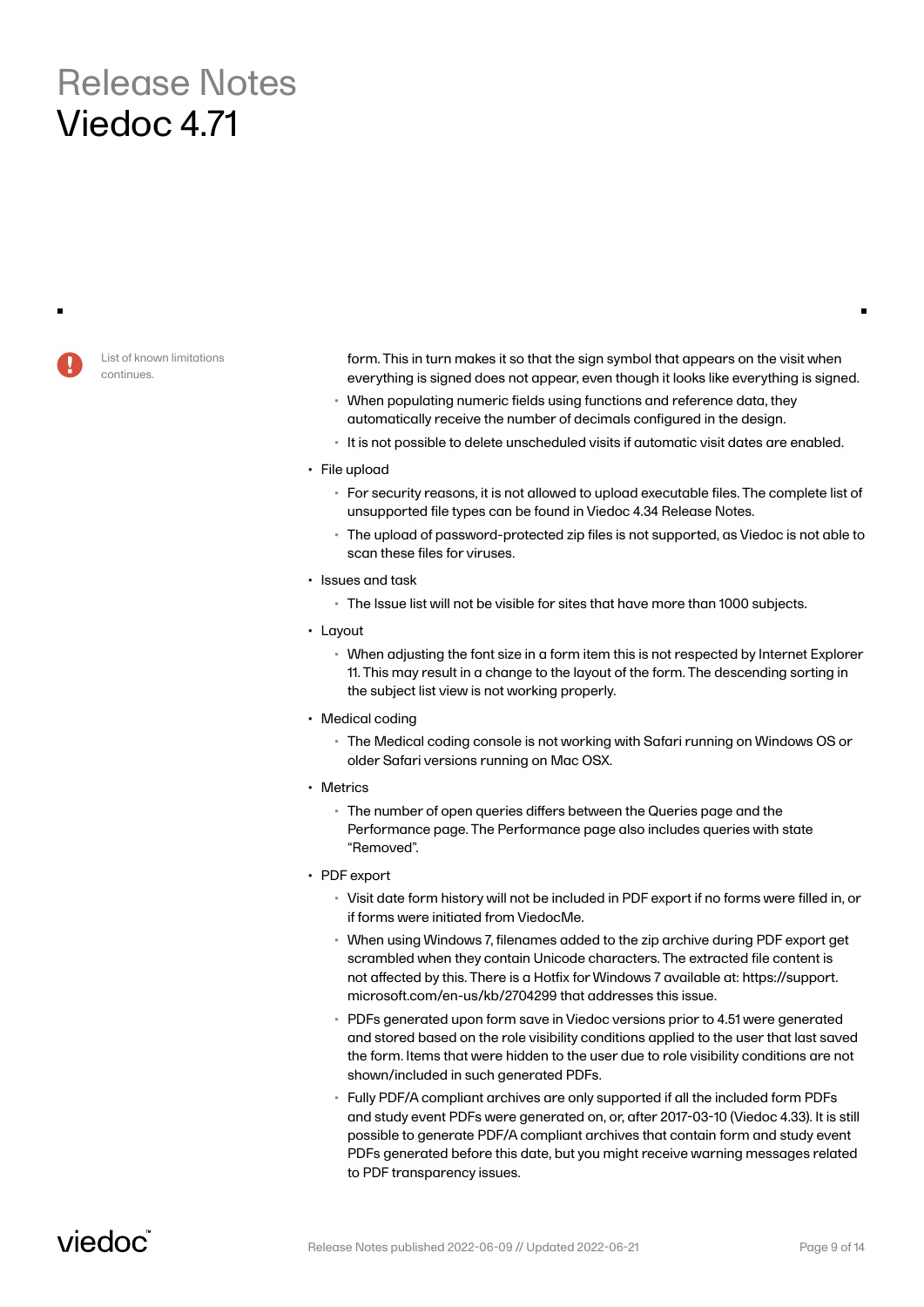List of known limitations continues.

form. This in turn makes it so that the sign symbol that appears on the visit when everything is signed does not appear, even though it looks like everything is signed.

- When populating numeric fields using functions and reference data, they automatically receive the number of decimals configured in the design.
- It is not possible to delete unscheduled visits if automatic visit dates are enabled.

- File upload
  - For security reasons, it is not allowed to upload executable files. The complete list of unsupported file types can be found in Viedoc 4.34 Release Notes.
  - The upload of password-protected zip files is not supported, as Viedoc is not able to scan these files for viruses.
- Issues and task
  - The Issue list will not be visible for sites that have more than 1000 subjects.
- Layout
  - When adjusting the font size in a form item this is not respected by Internet Explorer 11. This may result in a change to the layout of the form. The descending sorting in the subject list view is not working properly.
- Medical coding
  - The Medical coding console is not working with Safari running on Windows OS or older Safari versions running on Mac OSX.
- Metrics
  - The number of open queries differs between the Queries page and the Performance page. The Performance page also includes queries with state "Removed".
- PDF export
  - Visit date form history will not be included in PDF export if no forms were filled in, or if forms were initiated from ViedocMe.
  - When using Windows 7, filenames added to the zip archive during PDF export get scrambled when they contain Unicode characters. The extracted file content is not affected by this. There is a Hotfix for Windows 7 available at: https://support.microsoft.com/en-us/kb/2704299 that addresses this issue.
  - PDFs generated upon form save in Viedoc versions prior to 4.51 were generated and stored based on the role visibility conditions applied to the user that last saved the form. Items that were hidden to the user due to role visibility conditions are not shown/included in such generated PDFs.
  - Fully PDF/A compliant archives are only supported if all the included form PDFs and study event PDFs were generated on, or, after 2017-03-10 (Viedoc 4.33). It is still possible to generate PDF/A compliant archives that contain form and study event PDFs generated before this date, but you might receive warning messages related to PDF transparency issues.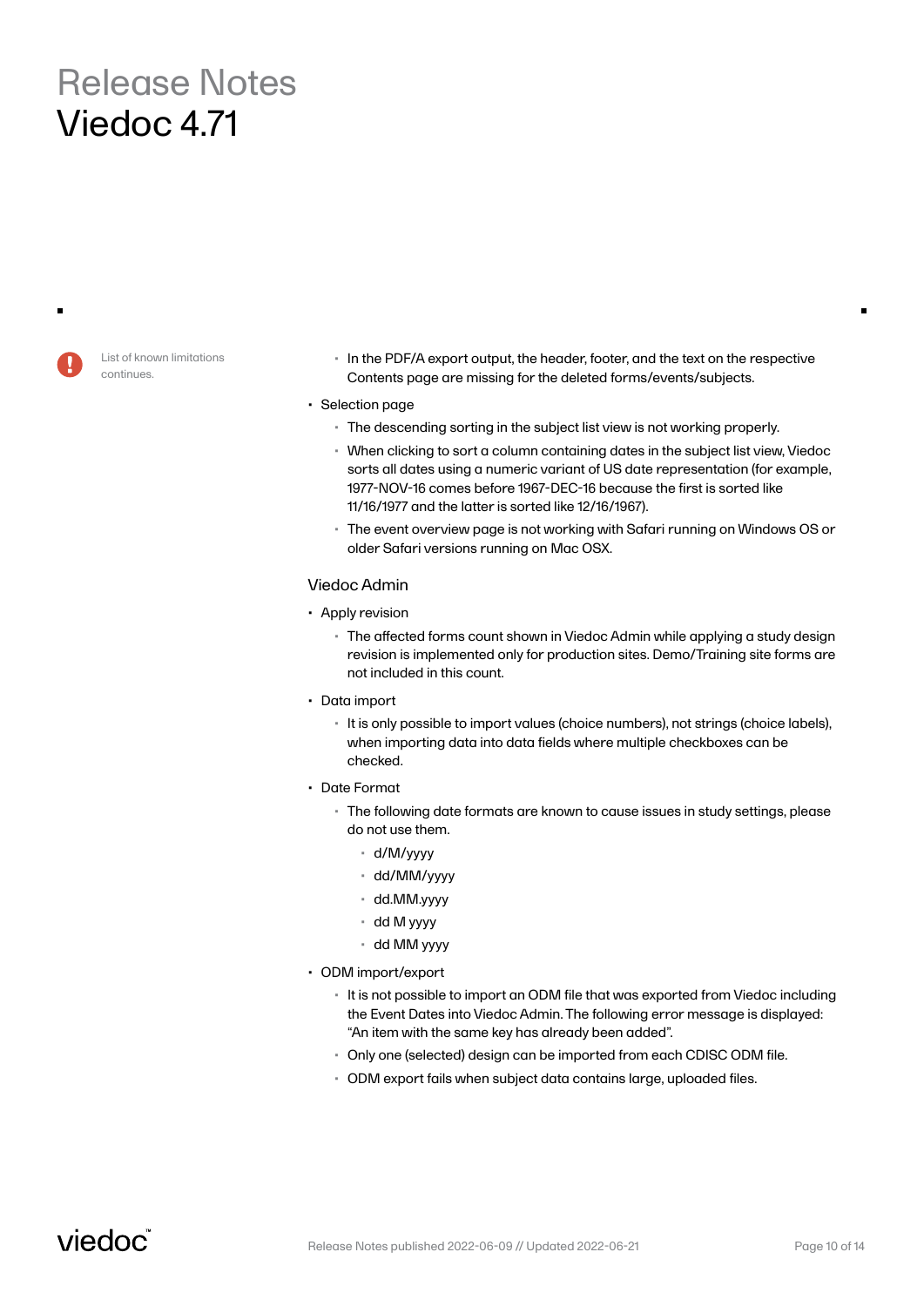List of known limitations continues.

- In the PDF/A export output, the header, footer, and the text on the respective Contents page are missing for the deleted forms/events/subjects.

- Selection page
  - The descending sorting in the subject list view is not working properly.
  - When clicking to sort a column containing dates in the subject list view, Viedoc sorts all dates using a numeric variant of US date representation (for example, 1977-NOV-16 comes before 1967-DEC-16 because the first is sorted like 11/16/1977 and the latter is sorted like 12/16/1967).
  - The event overview page is not working with Safari running on Windows OS or older Safari versions running on Mac OSX.

### Viedoc Admin

- Apply revision
  - The affected forms count shown in Viedoc Admin while applying a study design revision is implemented only for production sites. Demo/Training site forms are not included in this count.
- Data import
  - It is only possible to import values (choice numbers), not strings (choice labels), when importing data into data fields where multiple checkboxes can be checked.
- Date Format
  - The following date formats are known to cause issues in study settings, please do not use them.
    - d/M/yyyy
    - dd/MM/yyyy
    - dd.MM.yyyy
    - dd M yyyy
    - dd MM yyyy
- ODM import/export
  - It is not possible to import an ODM file that was exported from Viedoc including the Event Dates into Viedoc Admin. The following error message is displayed: "An item with the same key has already been added".
  - Only one (selected) design can be imported from each CDISC ODM file.
  - ODM export fails when subject data contains large, uploaded files.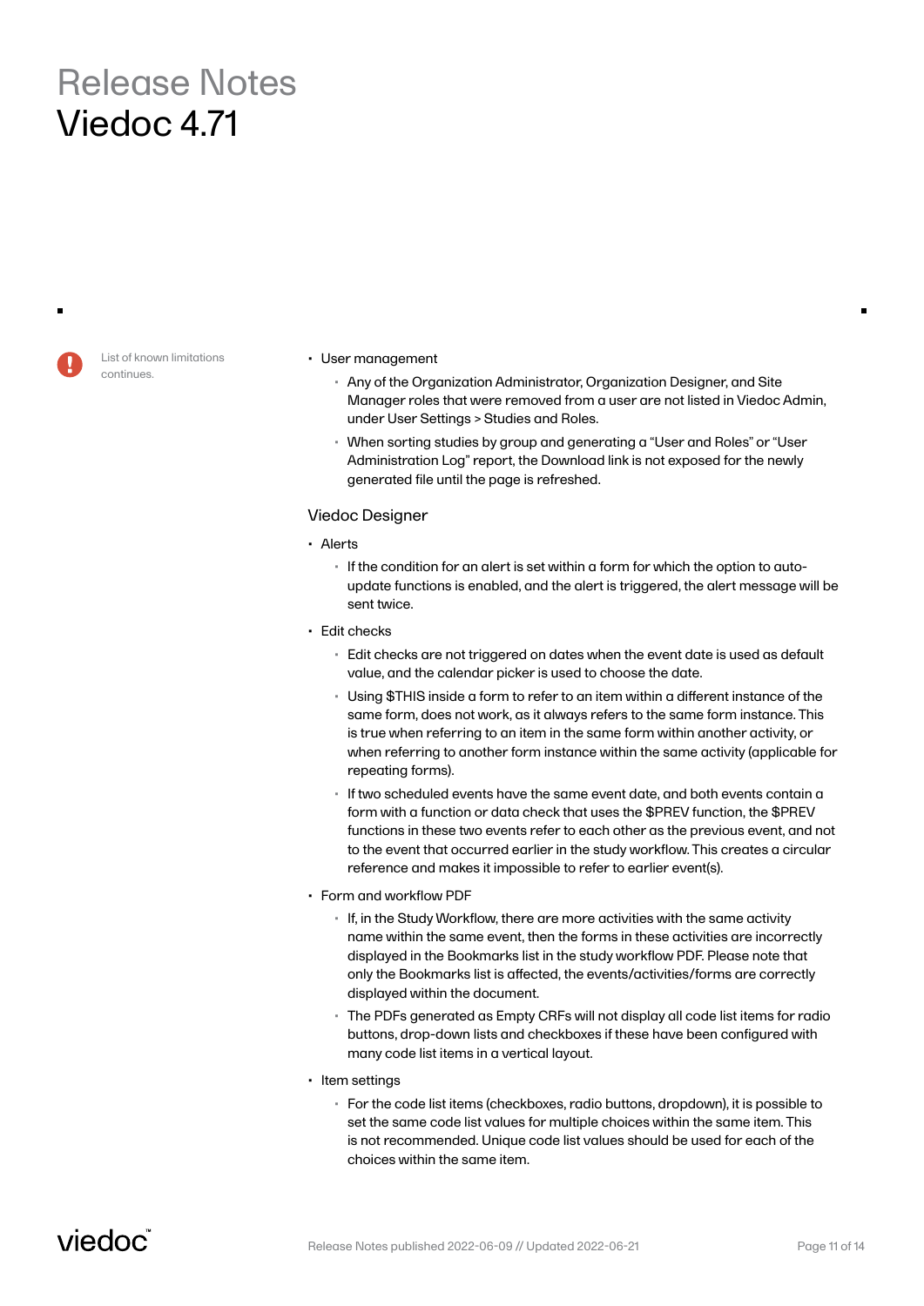List of known limitations continues.

- User management
  - Any of the Organization Administrator, Organization Designer, and Site Manager roles that were removed from a user are not listed in Viedoc Admin, under User Settings > Studies and Roles.
  - When sorting studies by group and generating a "User and Roles" or "User Administration Log" report, the Download link is not exposed for the newly generated file until the page is refreshed.

### Viedoc Designer

- Alerts
  - If the condition for an alert is set within a form for which the option to auto-update functions is enabled, and the alert is triggered, the alert message will be sent twice.
- Edit checks
  - Edit checks are not triggered on dates when the event date is used as default value, and the calendar picker is used to choose the date.
  - Using $THIS inside a form to refer to an item within a different instance of the same form, does not work, as it always refers to the same form instance. This is true when referring to an item in the same form within another activity, or when referring to another form instance within the same activity (applicable for repeating forms).
  - If two scheduled events have the same event date, and both events contain a form with a function or data check that uses the $PREV function, the $PREV functions in these two events refer to each other as the previous event, and not to the event that occurred earlier in the study workflow. This creates a circular reference and makes it impossible to refer to earlier event(s).
- Form and workflow PDF
  - If, in the Study Workflow, there are more activities with the same activity name within the same event, then the forms in these activities are incorrectly displayed in the Bookmarks list in the study workflow PDF. Please note that only the Bookmarks list is affected, the events/activities/forms are correctly displayed within the document.
  - The PDFs generated as Empty CRFs will not display all code list items for radio buttons, drop-down lists and checkboxes if these have been configured with many code list items in a vertical layout.
- Item settings
  - For the code list items (checkboxes, radio buttons, dropdown), it is possible to set the same code list values for multiple choices within the same item. This is not recommended. Unique code list values should be used for each of the choices within the same item.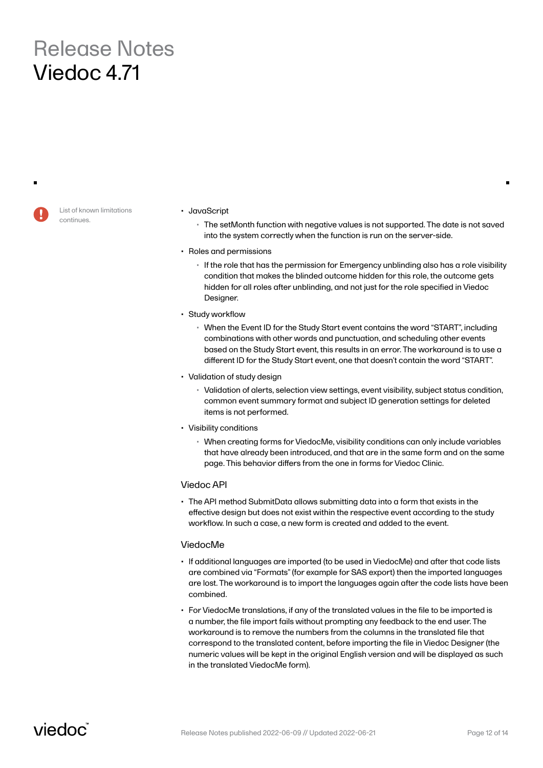List of known limitations continues.

- JavaScript
  - The setMonth function with negative values is not supported. The date is not saved into the system correctly when the function is run on the server-side.
- Roles and permissions
  - If the role that has the permission for Emergency unblinding also has a role visibility condition that makes the blinded outcome hidden for this role, the outcome gets hidden for all roles after unblinding, and not just for the role specified in Viedoc Designer.
- Study workflow
  - When the Event ID for the Study Start event contains the word "START", including combinations with other words and punctuation, and scheduling other events based on the Study Start event, this results in an error. The workaround is to use a different ID for the Study Start event, one that doesn't contain the word "START".
- Validation of study design
  - Validation of alerts, selection view settings, event visibility, subject status condition, common event summary format and subject ID generation settings for deleted items is not performed.
- Visibility conditions
  - When creating forms for ViedocMe, visibility conditions can only include variables that have already been introduced, and that are in the same form and on the same page. This behavior differs from the one in forms for Viedoc Clinic.

### Viedoc API

- The API method SubmitData allows submitting data into a form that exists in the effective design but does not exist within the respective event according to the study workflow. In such a case, a new form is created and added to the event.

### ViedocMe

- If additional languages are imported (to be used in ViedocMe) and after that code lists are combined via "Formats" (for example for SAS export) then the imported languages are lost. The workaround is to import the languages again after the code lists have been combined.
- For ViedocMe translations, if any of the translated values in the file to be imported is a number, the file import fails without prompting any feedback to the end user. The workaround is to remove the numbers from the columns in the translated file that correspond to the translated content, before importing the file in Viedoc Designer (the numeric values will be kept in the original English version and will be displayed as such in the translated ViedocMe form).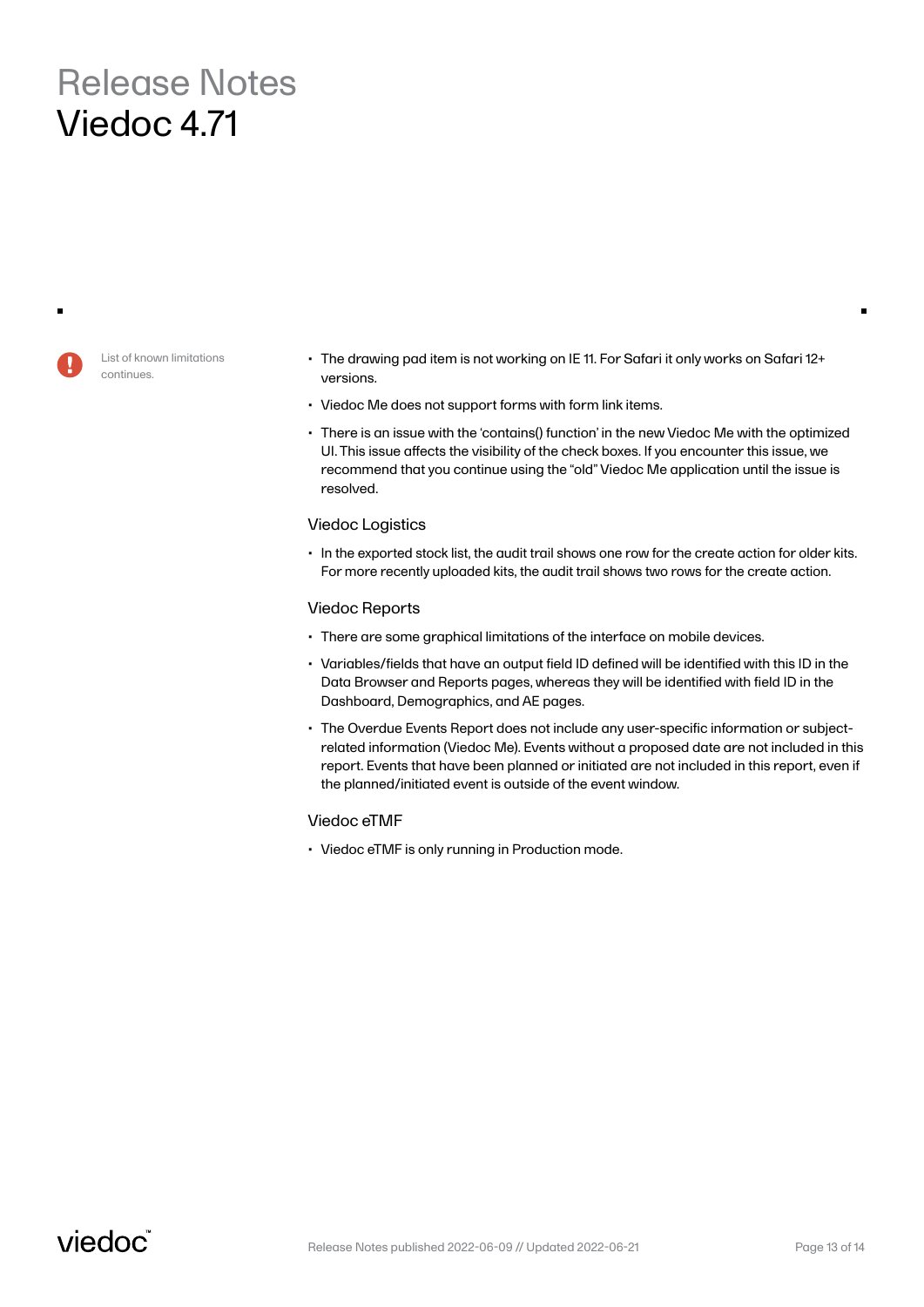List of known limitations continues.

- The drawing pad item is not working on IE 11. For Safari it only works on Safari 12+ versions.
- Viedoc Me does not support forms with form link items.
- There is an issue with the 'contains() function' in the new Viedoc Me with the optimized UI. This issue affects the visibility of the check boxes. If you encounter this issue, we recommend that you continue using the "old" Viedoc Me application until the issue is resolved.

### Viedoc Logistics

- In the exported stock list, the audit trail shows one row for the create action for older kits. For more recently uploaded kits, the audit trail shows two rows for the create action.

### Viedoc Reports

- There are some graphical limitations of the interface on mobile devices.
- Variables/fields that have an output field ID defined will be identified with this ID in the Data Browser and Reports pages, whereas they will be identified with field ID in the Dashboard, Demographics, and AE pages.
- The Overdue Events Report does not include any user-specific information or subject-related information (Viedoc Me). Events without a proposed date are not included in this report. Events that have been planned or initiated are not included in this report, even if the planned/initiated event is outside of the event window.

### Viedoc eTMF

- Viedoc eTMF is only running in Production mode.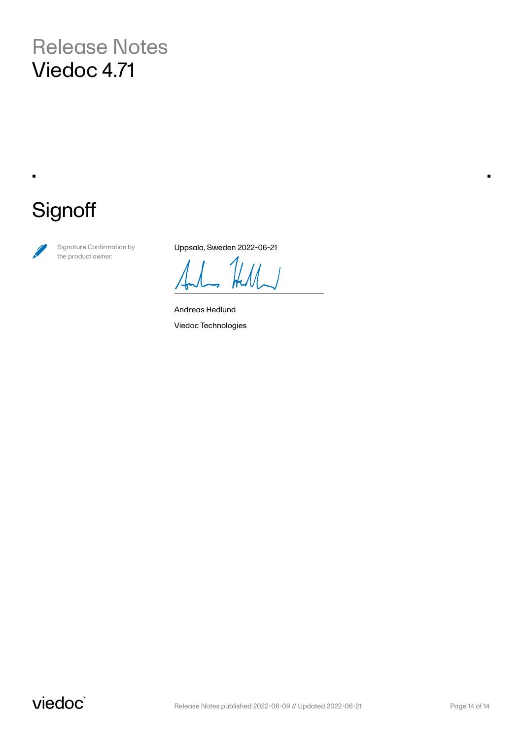# Signoff

Signature Confirmation by the product owner.

Uppsala, Sweden 2022-06-21

Andreas Hedlund

Viedoc Technologies